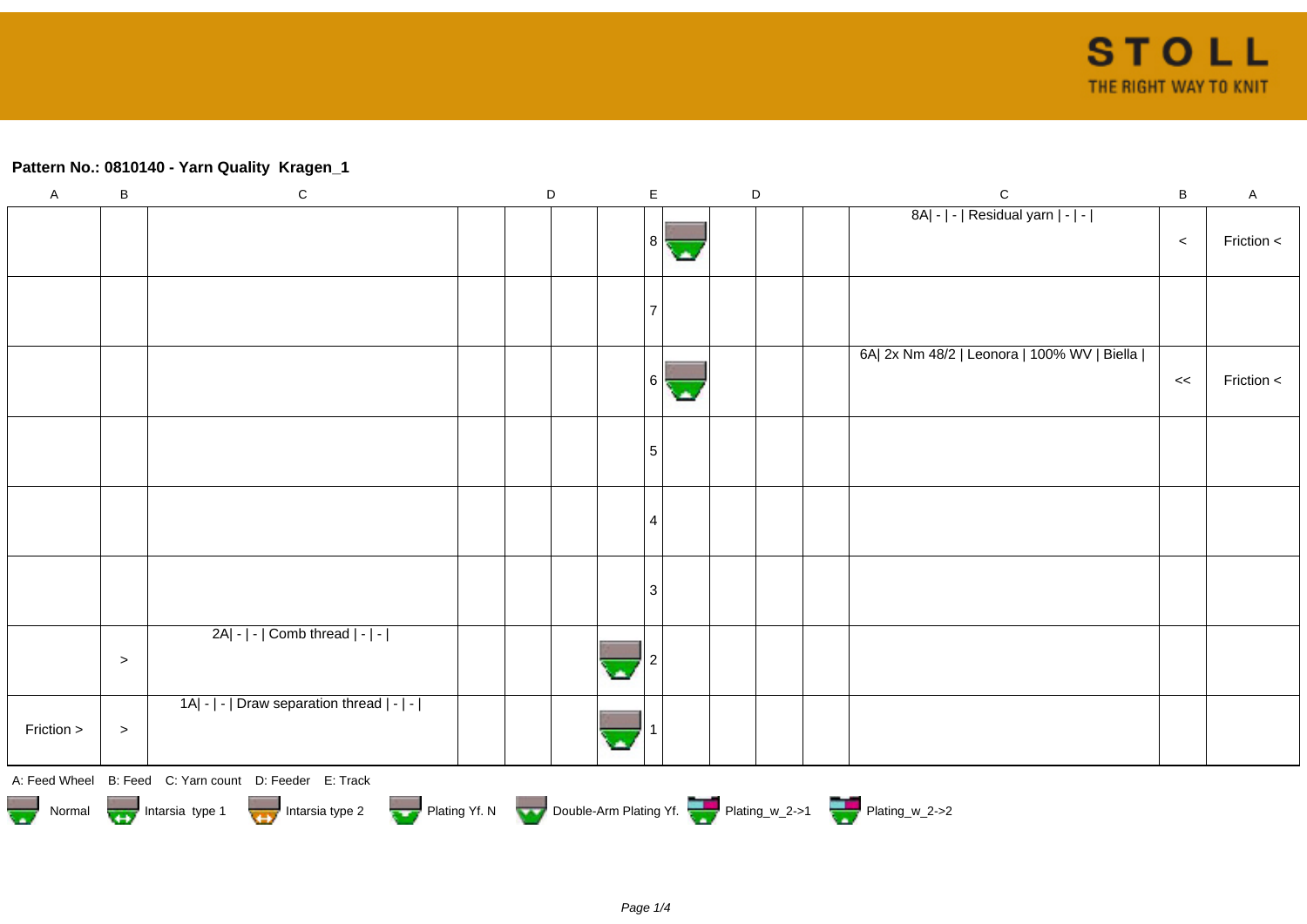**Pattern No.: 0810140 - Yarn Quality Kragen_1**

| A | B | C | D | D | D | D | E | D | D | D | D | C | B | A |
|---|---|---|---|---|---|---|---|---|---|---|---|---|---|---|
| | | | | | | | 8 | | | | | 8A\| - \| - \| Residual yarn \| - \| - \| | < | Friction < |
| | | | | | | | 7 | | | | | | | |
| | | | | | | | 6 | | | | | 6A\| 2x Nm 48/2 \| Leonora \| 100% WV \| Biella \| | << | Friction < |
| | | | | | | | 5 | | | | | | | |
| | | | | | | | 4 | | | | | | | |
| | | | | | | | 3 | | | | | | | |
| | > | 2A\| - \| - \| Comb thread \| - \| - \| | | | | | 2 | | | | | | | |
| Friction > | > | 1A\| - \| - \| Draw separation thread \| - \| - \| | | | | | 1 | | | | | | | |

A: Feed Wheel B: Feed C: Yarn count D: Feeder E: Track

Normal Intarsia type 1 Intarsia type 2 Plating Yf. N Double-Arm Plating Yf. Plating_w_2->1 Plating_w_2->2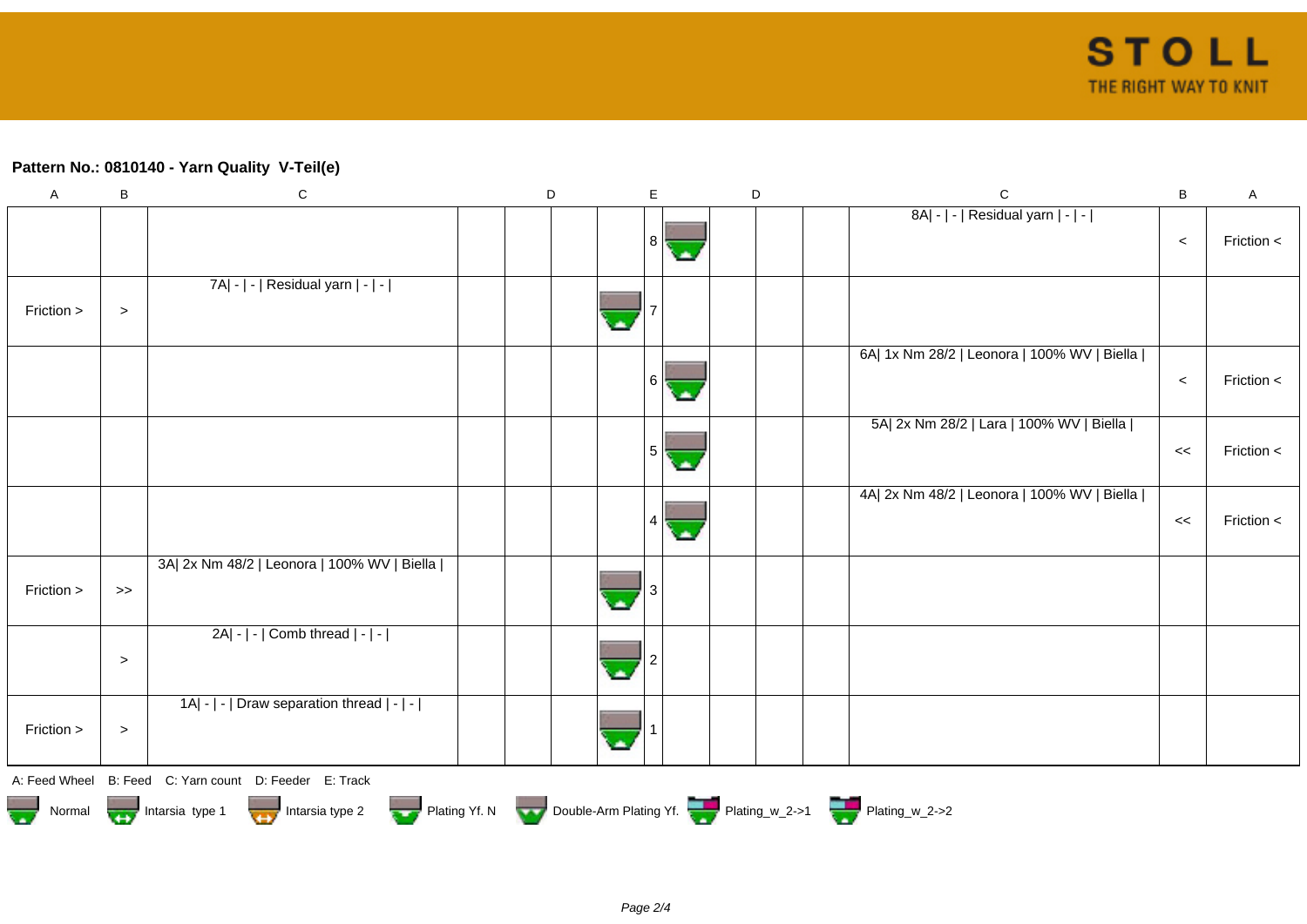**Pattern No.: 0810140 - Yarn Quality V-Teil(e)**

| A | B | C | D | D | D | E | E | D | D | D | C | B | A |
|---|---|---|---|---|---|---|---|---|---|---|---|---|---|
| | | | | | | | 8 | | | | 8A\| - \| - \| Residual yarn \| - \| - \| | < | Friction < |
| Friction > | > | 7A\| - \| - \| Residual yarn \| - \| - \| | | | | 7 | | | | | | | |
| | | | | | | | 6 | | | | 6A\| 1x Nm 28/2 \| Leonora \| 100% WV \| Biella \| | < | Friction < |
| | | | | | | | 5 | | | | 5A\| 2x Nm 28/2 \| Lara \| 100% WV \| Biella \| | << | Friction < |
| | | | | | | | 4 | | | | 4A\| 2x Nm 48/2 \| Leonora \| 100% WV \| Biella \| | << | Friction < |
| Friction > | >> | 3A\| 2x Nm 48/2 \| Leonora \| 100% WV \| Biella \| | | | | 3 | | | | | | | |
| | > | 2A\| - \| - \| Comb thread \| - \| - \| | | | | 2 | | | | | | | |
| Friction > | > | 1A\| - \| - \| Draw separation thread \| - \| - \| | | | | 1 | | | | | | | |

A: Feed Wheel B: Feed C: Yarn count D: Feeder E: Track

Normal Intarsia type 1 Intarsia type 2 Plating Yf. N Double-Arm Plating Yf. Plating_w_2->1 Plating_w_2->2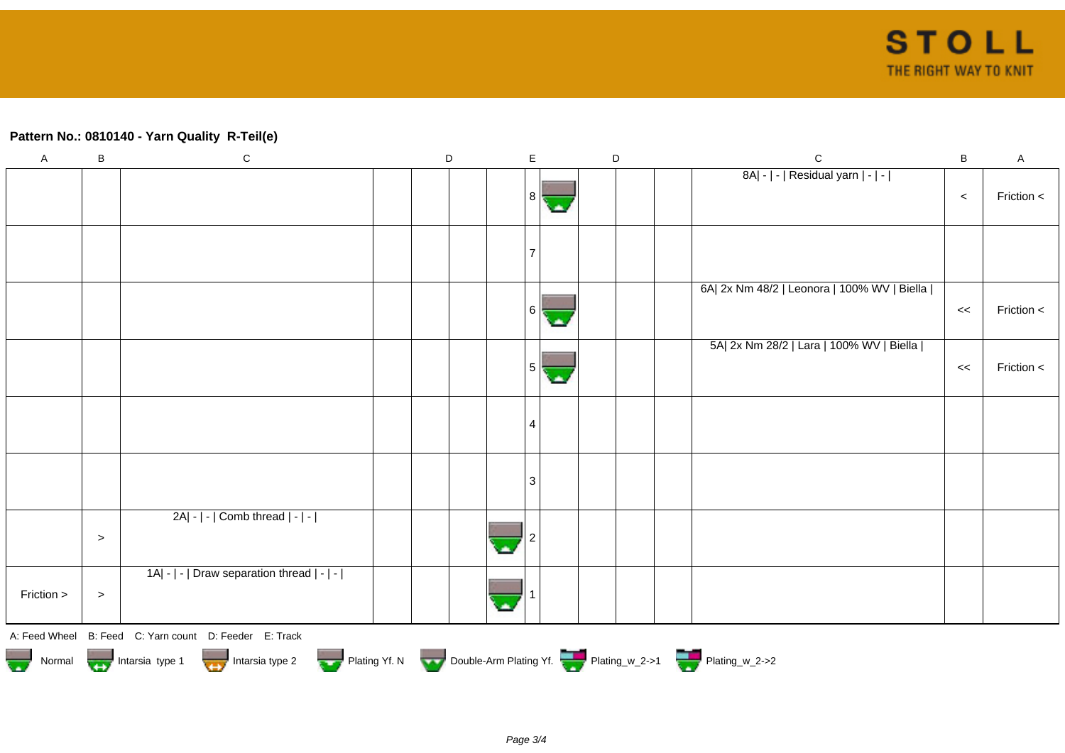**Pattern No.: 0810140 - Yarn Quality  R-Teil(e)**

| A | B | C | D | D | D | D | E | D | D | D | D | C | B | A |
|---|---|---|---|---|---|---|---|---|---|---|---|---|---|---|
| | | | | | | | 8 | | | | | 8A\| - \| - \| Residual yarn \| - \| - \| | < | Friction < |
| | | | | | | | 7 | | | | | | | |
| | | | | | | | 6 | | | | | 6A\| 2x Nm 48/2 \| Leonora \| 100% WV \| Biella \| | << | Friction < |
| | | | | | | | 5 | | | | | 5A\| 2x Nm 28/2 \| Lara \| 100% WV \| Biella \| | << | Friction < |
| | | | | | | | 4 | | | | | | | |
| | | | | | | | 3 | | | | | | | |
| | > | 2A\| - \| - \| Comb thread \| - \| - \| | | | | | 2 | | | | | | | |
| Friction > | > | 1A\| - \| - \| Draw separation thread \| - \| - \| | | | | | 1 | | | | | | | |

A: Feed Wheel   B: Feed   C: Yarn count   D: Feeder   E: Track

Normal   Intarsia type 1   Intarsia type 2   Plating Yf. N   Double-Arm Plating Yf.   Plating_w_2->1   Plating_w_2->2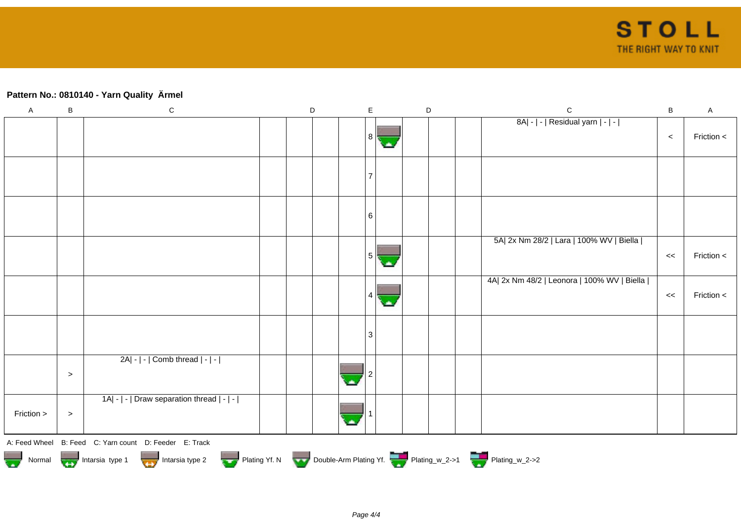**Pattern No.: 0810140 - Yarn Quality  Ärmel**

| A | B | C | D | D | D | D | E | D | D | D | D | C | B | A |
|---|---|---|---|---|---|---|---|---|---|---|---|---|---|---|
| | | | | | | | 8 | | | | | 8A\| - \| - \| Residual yarn \| - \| - \| | < | Friction < |
| | | | | | | | 7 | | | | | | | |
| | | | | | | | 6 | | | | | | | |
| | | | | | | | 5 | | | | | 5A\| 2x Nm 28/2 \| Lara \| 100% WV \| Biella \| | << | Friction < |
| | | | | | | | 4 | | | | | 4A\| 2x Nm 48/2 \| Leonora \| 100% WV \| Biella \| | << | Friction < |
| | | | | | | | 3 | | | | | | | |
| | > | 2A\| - \| - \| Comb thread \| - \| - \| | | | | | 2 | | | | | | | |
| Friction > | > | 1A\| - \| - \| Draw separation thread \| - \| - \| | | | | | 1 | | | | | | | |

A: Feed Wheel   B: Feed   C: Yarn count   D: Feeder   E: Track

Normal   Intarsia type 1   Intarsia type 2   Plating Yf. N   Double-Arm Plating Yf.   Plating_w_2->1   Plating_w_2->2